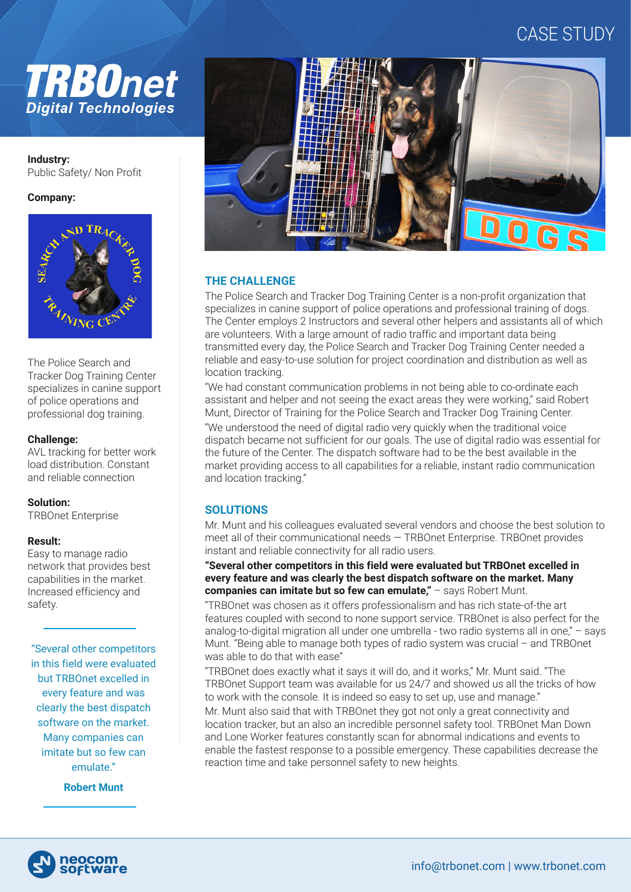# CASE STUDY

**TRBOnet**
*Digital Technologies*

**Industry:**
Public Safety/ Non Profit

**Company:**

The Police Search and Tracker Dog Training Center specializes in canine support of police operations and professional dog training.

**Challenge:**
AVL tracking for better work load distribution. Constant and reliable connection

**Solution:**
TRBOnet Enterprise

**Result:**
Easy to manage radio network that provides best capabilities in the market. Increased efficiency and safety.

"Several other competitors in this field were evaluated but TRBOnet excelled in every feature and was clearly the best dispatch software on the market. Many companies can imitate but so few can emulate."

**Robert Munt**

## THE CHALLENGE

The Police Search and Tracker Dog Training Center is a non-profit organization that specializes in canine support of police operations and professional training of dogs. The Center employs 2 Instructors and several other helpers and assistants all of which are volunteers. With a large amount of radio traffic and important data being transmitted every day, the Police Search and Tracker Dog Training Center needed a reliable and easy-to-use solution for project coordination and distribution as well as location tracking.

"We had constant communication problems in not being able to co-ordinate each assistant and helper and not seeing the exact areas they were working," said Robert Munt, Director of Training for the Police Search and Tracker Dog Training Center.

"We understood the need of digital radio very quickly when the traditional voice dispatch became not sufficient for our goals. The use of digital radio was essential for the future of the Center. The dispatch software had to be the best available in the market providing access to all capabilities for a reliable, instant radio communication and location tracking."

## SOLUTIONS

Mr. Munt and his colleagues evaluated several vendors and choose the best solution to meet all of their communicational needs — TRBOnet Enterprise. TRBOnet provides instant and reliable connectivity for all radio users.

**"Several other competitors in this field were evaluated but TRBOnet excelled in every feature and was clearly the best dispatch software on the market. Many companies can imitate but so few can emulate,"** – says Robert Munt.

"TRBOnet was chosen as it offers professionalism and has rich state-of-the art features coupled with second to none support service. TRBOnet is also perfect for the analog-to-digital migration all under one umbrella - two radio systems all in one," – says Munt. "Being able to manage both types of radio system was crucial – and TRBOnet was able to do that with ease"

"TRBOnet does exactly what it says it will do, and it works," Mr. Munt said. "The TRBOnet Support team was available for us 24/7 and showed us all the tricks of how to work with the console. It is indeed so easy to set up, use and manage."

Mr. Munt also said that with TRBOnet they got not only a great connectivity and location tracker, but an also an incredible personnel safety tool. TRBOnet Man Down and Lone Worker features constantly scan for abnormal indications and events to enable the fastest response to a possible emergency. These capabilities decrease the reaction time and take personnel safety to new heights.

neocom software

info@trbonet.com | www.trbonet.com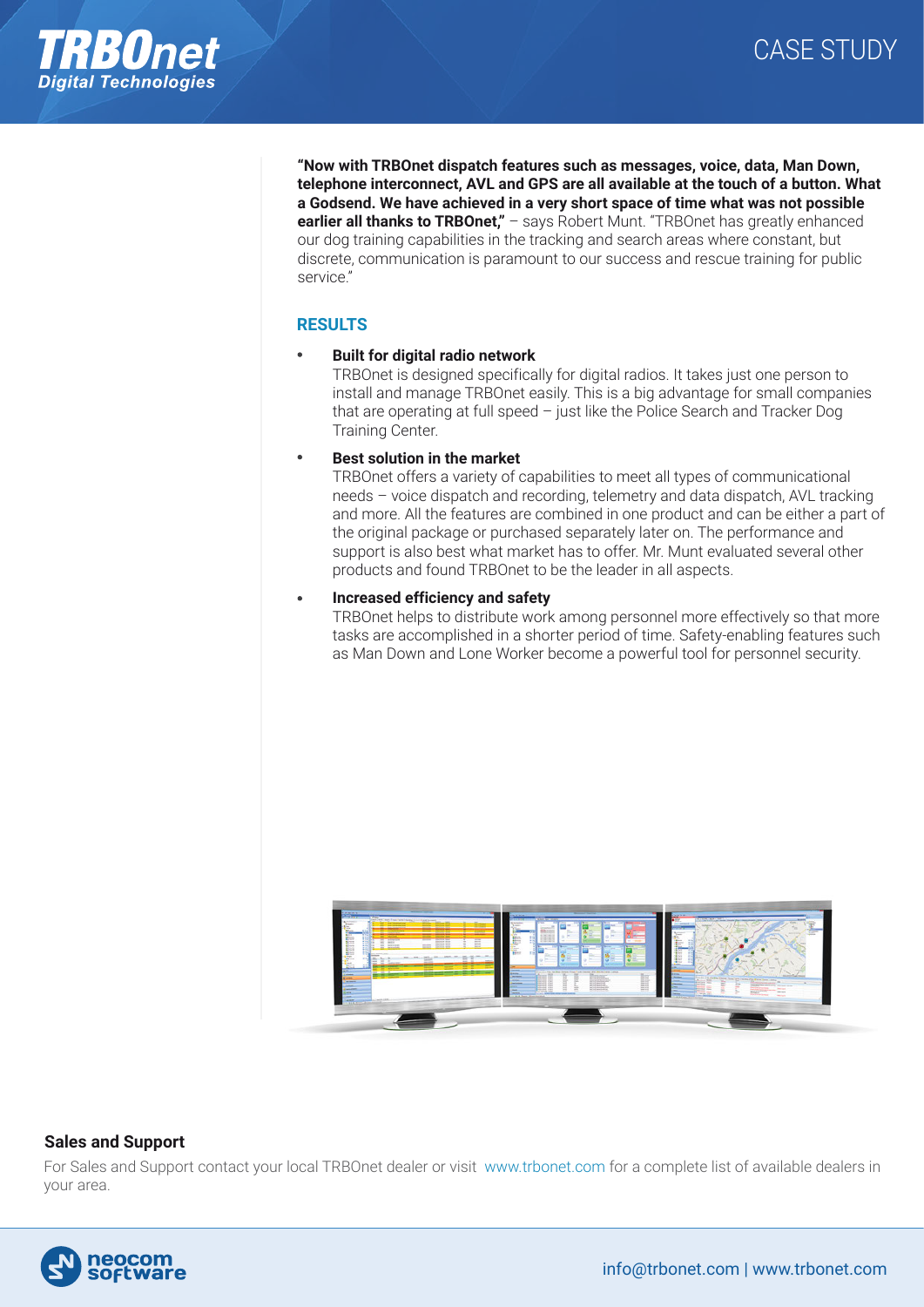**"Now with TRBOnet dispatch features such as messages, voice, data, Man Down, telephone interconnect, AVL and GPS are all available at the touch of a button. What a Godsend. We have achieved in a very short space of time what was not possible earlier all thanks to TRBOnet,"** – says Robert Munt. "TRBOnet has greatly enhanced our dog training capabilities in the tracking and search areas where constant, but discrete, communication is paramount to our success and rescue training for public service."

## RESULTS

- **Built for digital radio network**
  TRBOnet is designed specifically for digital radios. It takes just one person to install and manage TRBOnet easily. This is a big advantage for small companies that are operating at full speed – just like the Police Search and Tracker Dog Training Center.

- **Best solution in the market**
  TRBOnet offers a variety of capabilities to meet all types of communicational needs – voice dispatch and recording, telemetry and data dispatch, AVL tracking and more. All the features are combined in one product and can be either a part of the original package or purchased separately later on. The performance and support is also best what market has to offer. Mr. Munt evaluated several other products and found TRBOnet to be the leader in all aspects.

- **Increased efficiency and safety**
  TRBOnet helps to distribute work among personnel more effectively so that more tasks are accomplished in a shorter period of time. Safety-enabling features such as Man Down and Lone Worker become a powerful tool for personnel security.

### Sales and Support

For Sales and Support contact your local TRBOnet dealer or visit www.trbonet.com for a complete list of available dealers in your area.

info@trbonet.com | www.trbonet.com